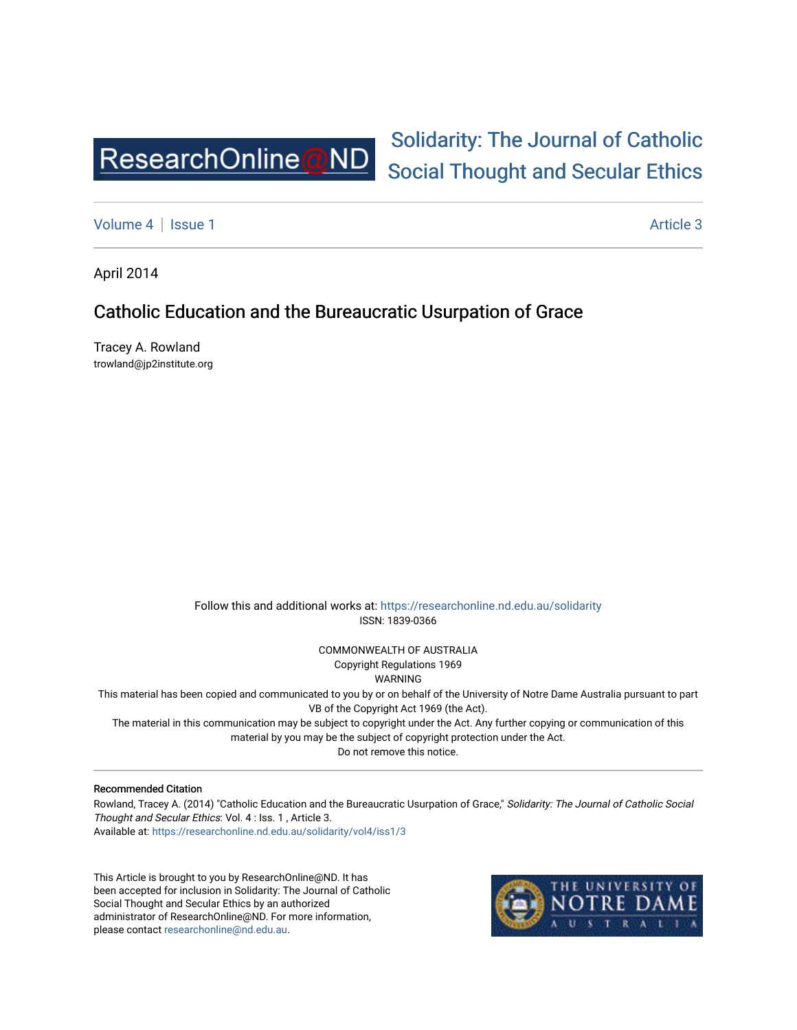Solidarity: The Journal of Catholic Social Thought and Secular Ethics

Volume 4 | Issue 1 | Article 3

April 2014

# Catholic Education and the Bureaucratic Usurpation of Grace

Tracey A. Rowland
trowland@jp2institute.org

Follow this and additional works at: https://researchonline.nd.edu.au/solidarity
ISSN: 1839-0366

COMMONWEALTH OF AUSTRALIA
Copyright Regulations 1969
WARNING
This material has been copied and communicated to you by or on behalf of the University of Notre Dame Australia pursuant to part VB of the Copyright Act 1969 (the Act).
The material in this communication may be subject to copyright under the Act. Any further copying or communication of this material by you may be the subject of copyright protection under the Act.
Do not remove this notice.

**Recommended Citation**
Rowland, Tracey A. (2014) "Catholic Education and the Bureaucratic Usurpation of Grace," *Solidarity: The Journal of Catholic Social Thought and Secular Ethics*: Vol. 4 : Iss. 1 , Article 3.
Available at: https://researchonline.nd.edu.au/solidarity/vol4/iss1/3

This Article is brought to you by ResearchOnline@ND. It has been accepted for inclusion in Solidarity: The Journal of Catholic Social Thought and Secular Ethics by an authorized administrator of ResearchOnline@ND. For more information, please contact researchonline@nd.edu.au.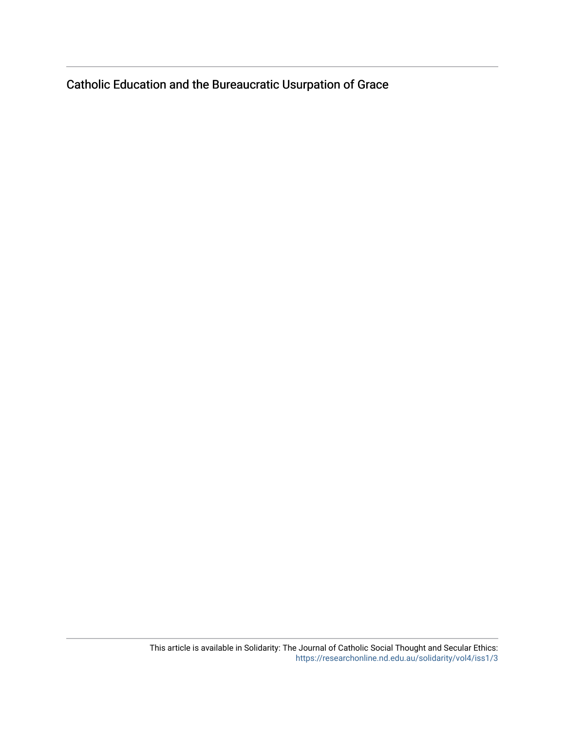# Catholic Education and the Bureaucratic Usurpation of Grace

This article is available in Solidarity: The Journal of Catholic Social Thought and Secular Ethics: https://researchonline.nd.edu.au/solidarity/vol4/iss1/3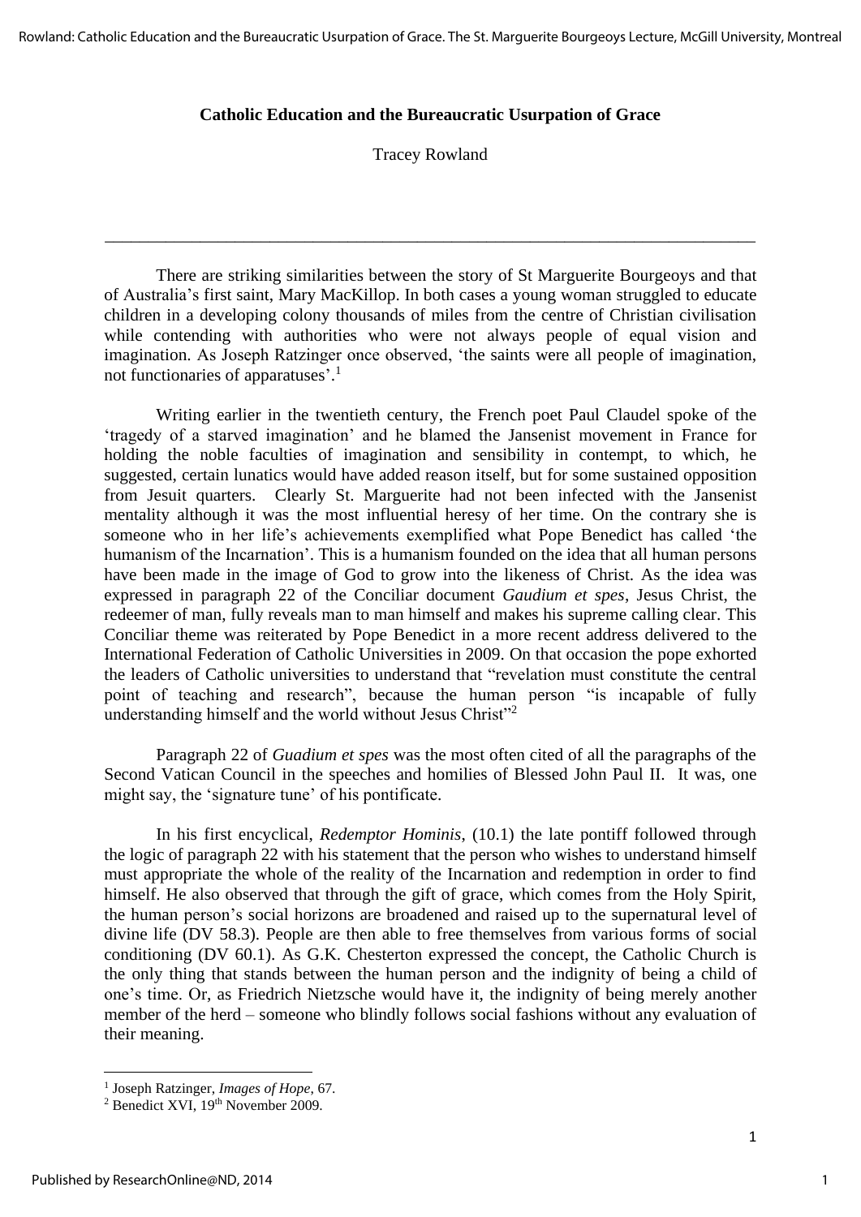**Catholic Education and the Bureaucratic Usurpation of Grace**

Tracey Rowland

---

There are striking similarities between the story of St Marguerite Bourgeoys and that of Australia's first saint, Mary MacKillop. In both cases a young woman struggled to educate children in a developing colony thousands of miles from the centre of Christian civilisation while contending with authorities who were not always people of equal vision and imagination. As Joseph Ratzinger once observed, 'the saints were all people of imagination, not functionaries of apparatuses'.[1]

Writing earlier in the twentieth century, the French poet Paul Claudel spoke of the 'tragedy of a starved imagination' and he blamed the Jansenist movement in France for holding the noble faculties of imagination and sensibility in contempt, to which, he suggested, certain lunatics would have added reason itself, but for some sustained opposition from Jesuit quarters. Clearly St. Marguerite had not been infected with the Jansenist mentality although it was the most influential heresy of her time. On the contrary she is someone who in her life's achievements exemplified what Pope Benedict has called 'the humanism of the Incarnation'. This is a humanism founded on the idea that all human persons have been made in the image of God to grow into the likeness of Christ. As the idea was expressed in paragraph 22 of the Conciliar document *Gaudium et spes*, Jesus Christ, the redeemer of man, fully reveals man to man himself and makes his supreme calling clear. This Conciliar theme was reiterated by Pope Benedict in a more recent address delivered to the International Federation of Catholic Universities in 2009. On that occasion the pope exhorted the leaders of Catholic universities to understand that "revelation must constitute the central point of teaching and research", because the human person "is incapable of fully understanding himself and the world without Jesus Christ"[2]

Paragraph 22 of *Guadium et spes* was the most often cited of all the paragraphs of the Second Vatican Council in the speeches and homilies of Blessed John Paul II. It was, one might say, the 'signature tune' of his pontificate.

In his first encyclical, *Redemptor Hominis*, (10.1) the late pontiff followed through the logic of paragraph 22 with his statement that the person who wishes to understand himself must appropriate the whole of the reality of the Incarnation and redemption in order to find himself. He also observed that through the gift of grace, which comes from the Holy Spirit, the human person's social horizons are broadened and raised up to the supernatural level of divine life (DV 58.3). People are then able to free themselves from various forms of social conditioning (DV 60.1). As G.K. Chesterton expressed the concept, the Catholic Church is the only thing that stands between the human person and the indignity of being a child of one's time. Or, as Friedrich Nietzsche would have it, the indignity of being merely another member of the herd – someone who blindly follows social fashions without any evaluation of their meaning.

---

[1] Joseph Ratzinger, *Images of Hope*, 67.

[2] Benedict XVI, 19th November 2009.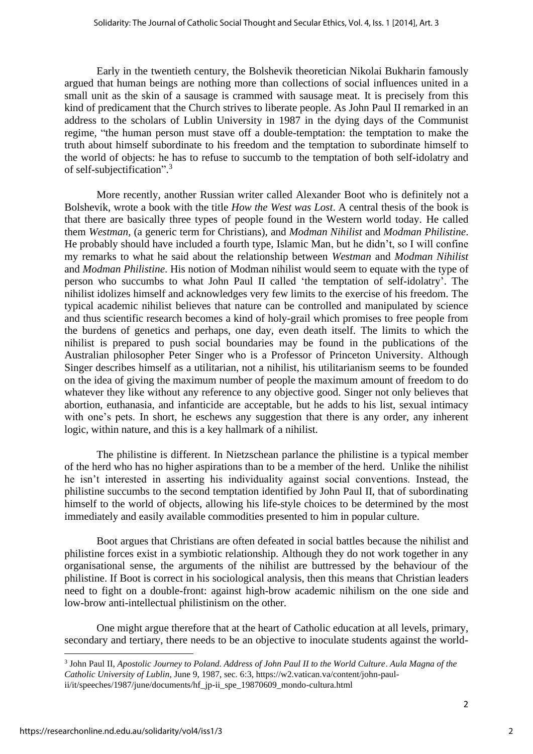Early in the twentieth century, the Bolshevik theoretician Nikolai Bukharin famously argued that human beings are nothing more than collections of social influences united in a small unit as the skin of a sausage is crammed with sausage meat. It is precisely from this kind of predicament that the Church strives to liberate people. As John Paul II remarked in an address to the scholars of Lublin University in 1987 in the dying days of the Communist regime, "the human person must stave off a double-temptation: the temptation to make the truth about himself subordinate to his freedom and the temptation to subordinate himself to the world of objects: he has to refuse to succumb to the temptation of both self-idolatry and of self-subjectification".[3]

More recently, another Russian writer called Alexander Boot who is definitely not a Bolshevik, wrote a book with the title *How the West was Lost*. A central thesis of the book is that there are basically three types of people found in the Western world today. He called them *Westman*, (a generic term for Christians), and *Modman Nihilist* and *Modman Philistine*. He probably should have included a fourth type, Islamic Man, but he didn't, so I will confine my remarks to what he said about the relationship between *Westman* and *Modman Nihilist* and *Modman Philistine*. His notion of Modman nihilist would seem to equate with the type of person who succumbs to what John Paul II called 'the temptation of self-idolatry'. The nihilist idolizes himself and acknowledges very few limits to the exercise of his freedom. The typical academic nihilist believes that nature can be controlled and manipulated by science and thus scientific research becomes a kind of holy-grail which promises to free people from the burdens of genetics and perhaps, one day, even death itself. The limits to which the nihilist is prepared to push social boundaries may be found in the publications of the Australian philosopher Peter Singer who is a Professor of Princeton University. Although Singer describes himself as a utilitarian, not a nihilist, his utilitarianism seems to be founded on the idea of giving the maximum number of people the maximum amount of freedom to do whatever they like without any reference to any objective good. Singer not only believes that abortion, euthanasia, and infanticide are acceptable, but he adds to his list, sexual intimacy with one's pets. In short, he eschews any suggestion that there is any order, any inherent logic, within nature, and this is a key hallmark of a nihilist.

The philistine is different. In Nietzschean parlance the philistine is a typical member of the herd who has no higher aspirations than to be a member of the herd. Unlike the nihilist he isn't interested in asserting his individuality against social conventions. Instead, the philistine succumbs to the second temptation identified by John Paul II, that of subordinating himself to the world of objects, allowing his life-style choices to be determined by the most immediately and easily available commodities presented to him in popular culture.

Boot argues that Christians are often defeated in social battles because the nihilist and philistine forces exist in a symbiotic relationship. Although they do not work together in any organisational sense, the arguments of the nihilist are buttressed by the behaviour of the philistine. If Boot is correct in his sociological analysis, then this means that Christian leaders need to fight on a double-front: against high-brow academic nihilism on the one side and low-brow anti-intellectual philistinism on the other.

One might argue therefore that at the heart of Catholic education at all levels, primary, secondary and tertiary, there needs to be an objective to inoculate students against the world-

[3] John Paul II, *Apostolic Journey to Poland. Address of John Paul II to the World Culture*. *Aula Magna of the Catholic University of Lublin*, June 9, 1987, sec. 6:3, https://w2.vatican.va/content/john-paul-ii/it/speeches/1987/june/documents/hf_jp-ii_spe_19870609_mondo-cultura.html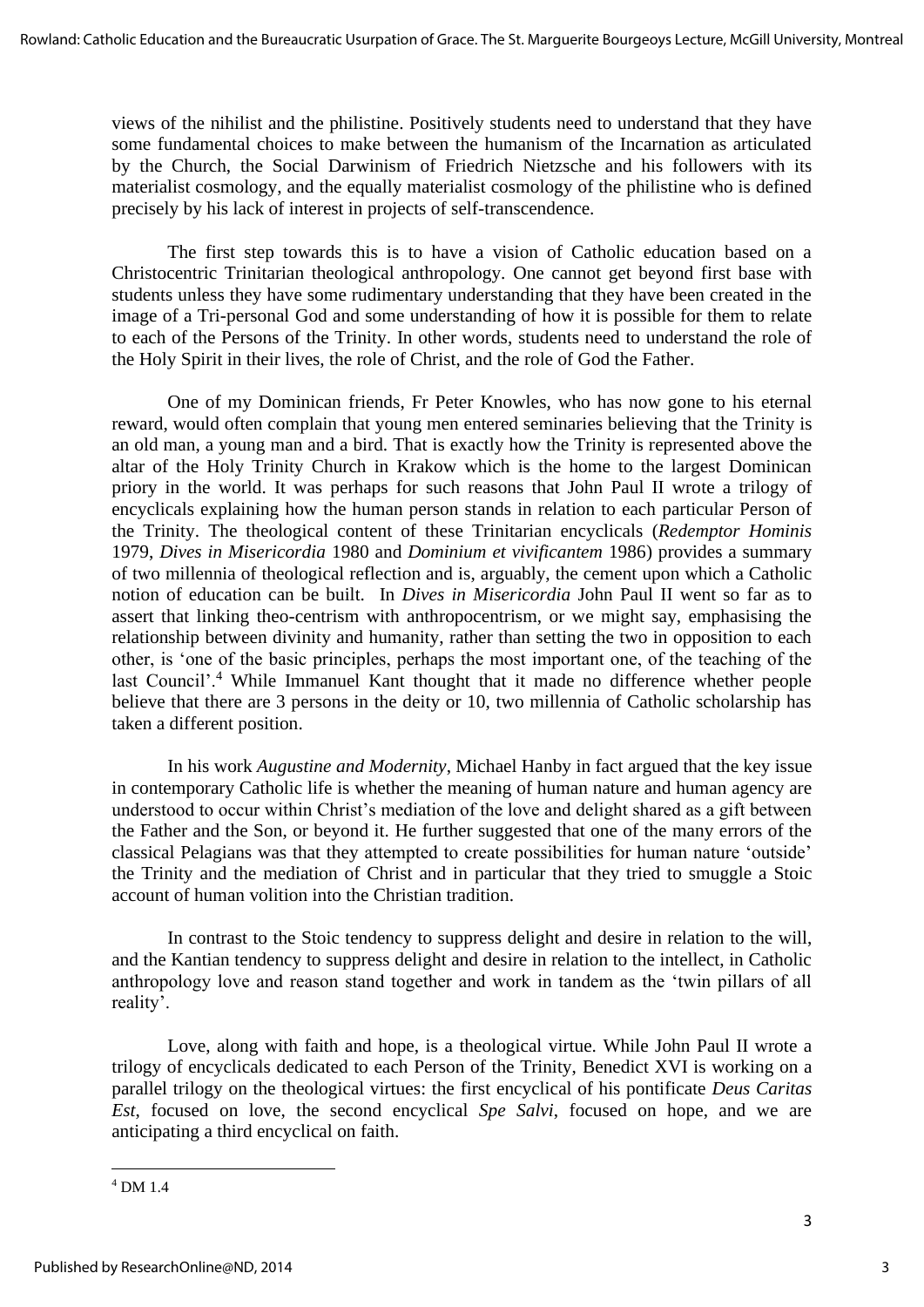views of the nihilist and the philistine. Positively students need to understand that they have some fundamental choices to make between the humanism of the Incarnation as articulated by the Church, the Social Darwinism of Friedrich Nietzsche and his followers with its materialist cosmology, and the equally materialist cosmology of the philistine who is defined precisely by his lack of interest in projects of self-transcendence.

The first step towards this is to have a vision of Catholic education based on a Christocentric Trinitarian theological anthropology. One cannot get beyond first base with students unless they have some rudimentary understanding that they have been created in the image of a Tri-personal God and some understanding of how it is possible for them to relate to each of the Persons of the Trinity. In other words, students need to understand the role of the Holy Spirit in their lives, the role of Christ, and the role of God the Father.

One of my Dominican friends, Fr Peter Knowles, who has now gone to his eternal reward, would often complain that young men entered seminaries believing that the Trinity is an old man, a young man and a bird. That is exactly how the Trinity is represented above the altar of the Holy Trinity Church in Krakow which is the home to the largest Dominican priory in the world. It was perhaps for such reasons that John Paul II wrote a trilogy of encyclicals explaining how the human person stands in relation to each particular Person of the Trinity. The theological content of these Trinitarian encyclicals (*Redemptor Hominis* 1979, *Dives in Misericordia* 1980 and *Dominium et vivificantem* 1986) provides a summary of two millennia of theological reflection and is, arguably, the cement upon which a Catholic notion of education can be built. In *Dives in Misericordia* John Paul II went so far as to assert that linking theo-centrism with anthropocentrism, or we might say, emphasising the relationship between divinity and humanity, rather than setting the two in opposition to each other, is 'one of the basic principles, perhaps the most important one, of the teaching of the last Council'.[4] While Immanuel Kant thought that it made no difference whether people believe that there are 3 persons in the deity or 10, two millennia of Catholic scholarship has taken a different position.

In his work *Augustine and Modernity*, Michael Hanby in fact argued that the key issue in contemporary Catholic life is whether the meaning of human nature and human agency are understood to occur within Christ's mediation of the love and delight shared as a gift between the Father and the Son, or beyond it. He further suggested that one of the many errors of the classical Pelagians was that they attempted to create possibilities for human nature 'outside' the Trinity and the mediation of Christ and in particular that they tried to smuggle a Stoic account of human volition into the Christian tradition.

In contrast to the Stoic tendency to suppress delight and desire in relation to the will, and the Kantian tendency to suppress delight and desire in relation to the intellect, in Catholic anthropology love and reason stand together and work in tandem as the 'twin pillars of all reality'.

Love, along with faith and hope, is a theological virtue. While John Paul II wrote a trilogy of encyclicals dedicated to each Person of the Trinity, Benedict XVI is working on a parallel trilogy on the theological virtues: the first encyclical of his pontificate *Deus Caritas Est*, focused on love, the second encyclical *Spe Salvi*, focused on hope, and we are anticipating a third encyclical on faith.

---

[4] DM 1.4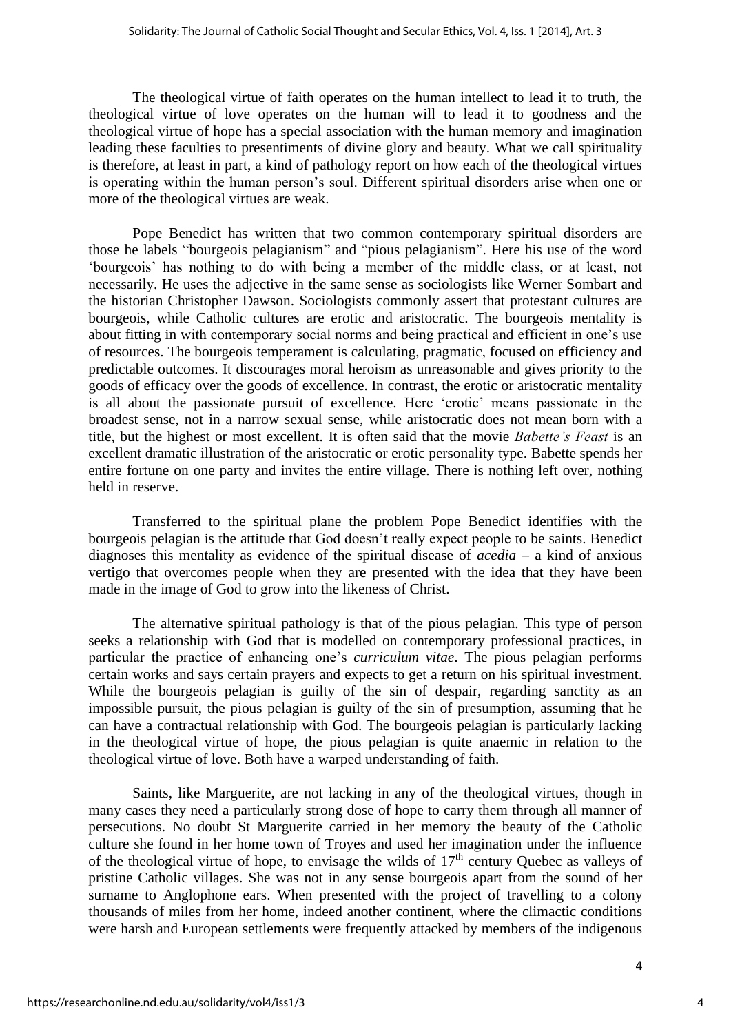The theological virtue of faith operates on the human intellect to lead it to truth, the theological virtue of love operates on the human will to lead it to goodness and the theological virtue of hope has a special association with the human memory and imagination leading these faculties to presentiments of divine glory and beauty. What we call spirituality is therefore, at least in part, a kind of pathology report on how each of the theological virtues is operating within the human person's soul. Different spiritual disorders arise when one or more of the theological virtues are weak.

Pope Benedict has written that two common contemporary spiritual disorders are those he labels "bourgeois pelagianism" and "pious pelagianism". Here his use of the word 'bourgeois' has nothing to do with being a member of the middle class, or at least, not necessarily. He uses the adjective in the same sense as sociologists like Werner Sombart and the historian Christopher Dawson. Sociologists commonly assert that protestant cultures are bourgeois, while Catholic cultures are erotic and aristocratic. The bourgeois mentality is about fitting in with contemporary social norms and being practical and efficient in one's use of resources. The bourgeois temperament is calculating, pragmatic, focused on efficiency and predictable outcomes. It discourages moral heroism as unreasonable and gives priority to the goods of efficacy over the goods of excellence. In contrast, the erotic or aristocratic mentality is all about the passionate pursuit of excellence. Here 'erotic' means passionate in the broadest sense, not in a narrow sexual sense, while aristocratic does not mean born with a title, but the highest or most excellent. It is often said that the movie *Babette's Feast* is an excellent dramatic illustration of the aristocratic or erotic personality type. Babette spends her entire fortune on one party and invites the entire village. There is nothing left over, nothing held in reserve.

Transferred to the spiritual plane the problem Pope Benedict identifies with the bourgeois pelagian is the attitude that God doesn't really expect people to be saints. Benedict diagnoses this mentality as evidence of the spiritual disease of *acedia* – a kind of anxious vertigo that overcomes people when they are presented with the idea that they have been made in the image of God to grow into the likeness of Christ.

The alternative spiritual pathology is that of the pious pelagian. This type of person seeks a relationship with God that is modelled on contemporary professional practices, in particular the practice of enhancing one's *curriculum vitae*. The pious pelagian performs certain works and says certain prayers and expects to get a return on his spiritual investment. While the bourgeois pelagian is guilty of the sin of despair, regarding sanctity as an impossible pursuit, the pious pelagian is guilty of the sin of presumption, assuming that he can have a contractual relationship with God. The bourgeois pelagian is particularly lacking in the theological virtue of hope, the pious pelagian is quite anaemic in relation to the theological virtue of love. Both have a warped understanding of faith.

Saints, like Marguerite, are not lacking in any of the theological virtues, though in many cases they need a particularly strong dose of hope to carry them through all manner of persecutions. No doubt St Marguerite carried in her memory the beauty of the Catholic culture she found in her home town of Troyes and used her imagination under the influence of the theological virtue of hope, to envisage the wilds of 17th century Quebec as valleys of pristine Catholic villages. She was not in any sense bourgeois apart from the sound of her surname to Anglophone ears. When presented with the project of travelling to a colony thousands of miles from her home, indeed another continent, where the climactic conditions were harsh and European settlements were frequently attacked by members of the indigenous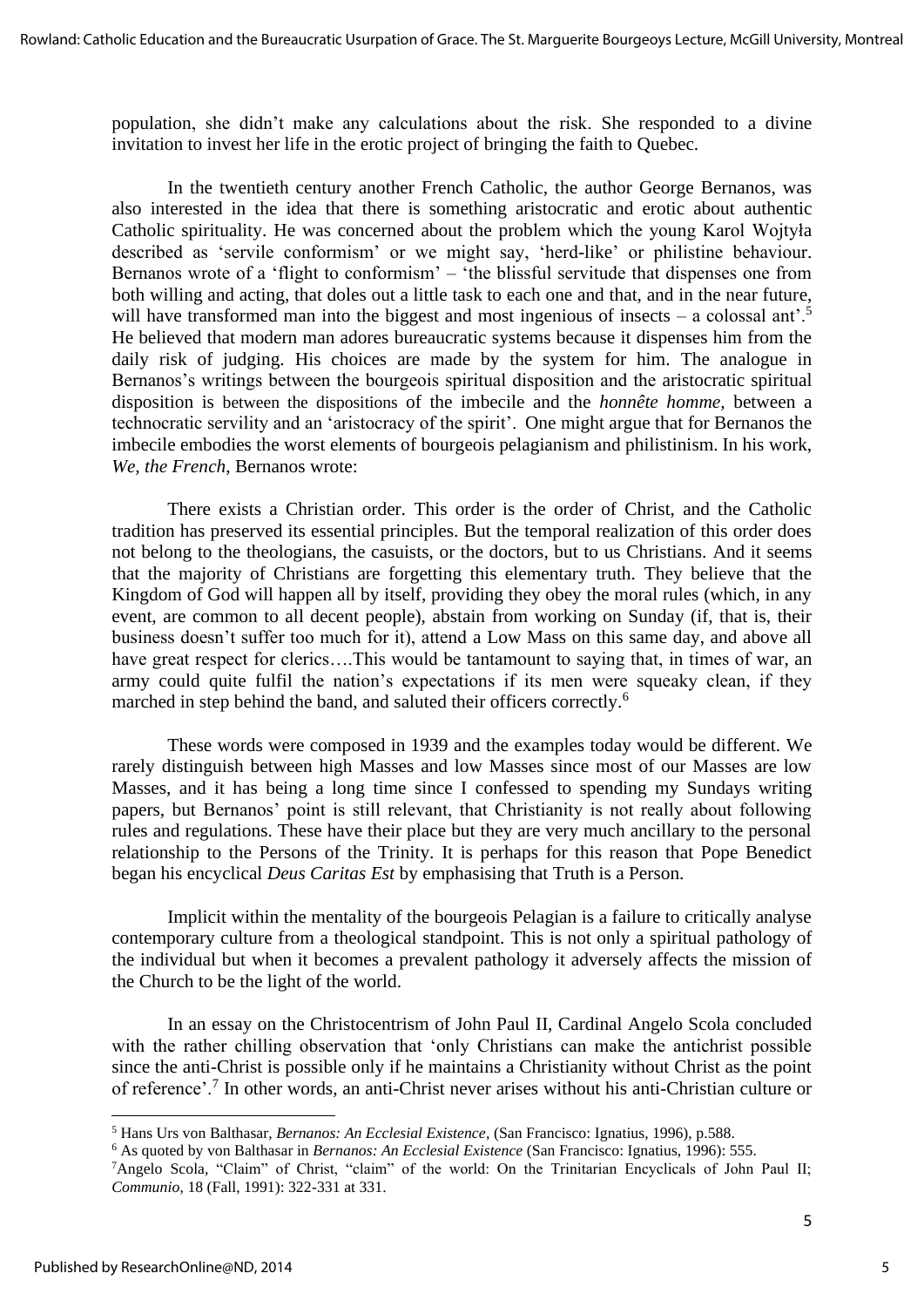population, she didn't make any calculations about the risk. She responded to a divine invitation to invest her life in the erotic project of bringing the faith to Quebec.

In the twentieth century another French Catholic, the author George Bernanos, was also interested in the idea that there is something aristocratic and erotic about authentic Catholic spirituality. He was concerned about the problem which the young Karol Wojtyła described as 'servile conformism' or we might say, 'herd-like' or philistine behaviour. Bernanos wrote of a 'flight to conformism' – 'the blissful servitude that dispenses one from both willing and acting, that doles out a little task to each one and that, and in the near future, will have transformed man into the biggest and most ingenious of insects – a colossal ant'.[5] He believed that modern man adores bureaucratic systems because it dispenses him from the daily risk of judging. His choices are made by the system for him. The analogue in Bernanos's writings between the bourgeois spiritual disposition and the aristocratic spiritual disposition is between the dispositions of the imbecile and the *honnête homme*, between a technocratic servility and an 'aristocracy of the spirit'. One might argue that for Bernanos the imbecile embodies the worst elements of bourgeois pelagianism and philistinism. In his work, *We, the French*, Bernanos wrote:

> There exists a Christian order. This order is the order of Christ, and the Catholic tradition has preserved its essential principles. But the temporal realization of this order does not belong to the theologians, the casuists, or the doctors, but to us Christians. And it seems that the majority of Christians are forgetting this elementary truth. They believe that the Kingdom of God will happen all by itself, providing they obey the moral rules (which, in any event, are common to all decent people), abstain from working on Sunday (if, that is, their business doesn't suffer too much for it), attend a Low Mass on this same day, and above all have great respect for clerics….This would be tantamount to saying that, in times of war, an army could quite fulfil the nation's expectations if its men were squeaky clean, if they marched in step behind the band, and saluted their officers correctly.[6]

These words were composed in 1939 and the examples today would be different. We rarely distinguish between high Masses and low Masses since most of our Masses are low Masses, and it has being a long time since I confessed to spending my Sundays writing papers, but Bernanos' point is still relevant, that Christianity is not really about following rules and regulations. These have their place but they are very much ancillary to the personal relationship to the Persons of the Trinity. It is perhaps for this reason that Pope Benedict began his encyclical *Deus Caritas Est* by emphasising that Truth is a Person.

Implicit within the mentality of the bourgeois Pelagian is a failure to critically analyse contemporary culture from a theological standpoint. This is not only a spiritual pathology of the individual but when it becomes a prevalent pathology it adversely affects the mission of the Church to be the light of the world.

In an essay on the Christocentrism of John Paul II, Cardinal Angelo Scola concluded with the rather chilling observation that 'only Christians can make the antichrist possible since the anti-Christ is possible only if he maintains a Christianity without Christ as the point of reference'.[7] In other words, an anti-Christ never arises without his anti-Christian culture or

---

[5] Hans Urs von Balthasar, *Bernanos: An Ecclesial Existence*, (San Francisco: Ignatius, 1996), p.588.

[6] As quoted by von Balthasar in *Bernanos: An Ecclesial Existence* (San Francisco: Ignatius, 1996): 555.

[7] Angelo Scola, "Claim" of Christ, "claim" of the world: On the Trinitarian Encyclicals of John Paul II; *Communio*, 18 (Fall, 1991): 322-331 at 331.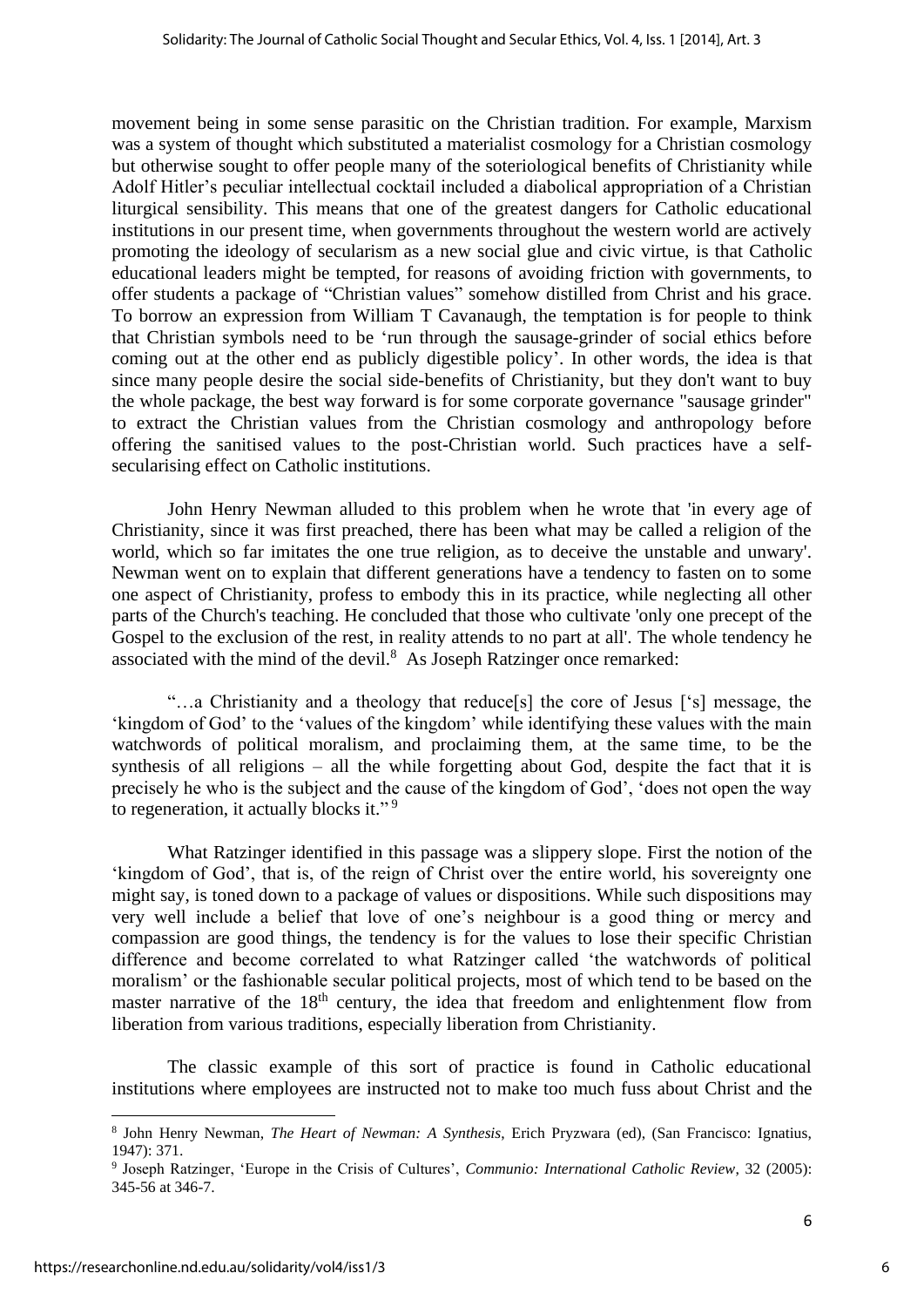movement being in some sense parasitic on the Christian tradition. For example, Marxism was a system of thought which substituted a materialist cosmology for a Christian cosmology but otherwise sought to offer people many of the soteriological benefits of Christianity while Adolf Hitler's peculiar intellectual cocktail included a diabolical appropriation of a Christian liturgical sensibility. This means that one of the greatest dangers for Catholic educational institutions in our present time, when governments throughout the western world are actively promoting the ideology of secularism as a new social glue and civic virtue, is that Catholic educational leaders might be tempted, for reasons of avoiding friction with governments, to offer students a package of "Christian values" somehow distilled from Christ and his grace. To borrow an expression from William T Cavanaugh, the temptation is for people to think that Christian symbols need to be 'run through the sausage-grinder of social ethics before coming out at the other end as publicly digestible policy'. In other words, the idea is that since many people desire the social side-benefits of Christianity, but they don't want to buy the whole package, the best way forward is for some corporate governance "sausage grinder" to extract the Christian values from the Christian cosmology and anthropology before offering the sanitised values to the post-Christian world. Such practices have a self-secularising effect on Catholic institutions.

John Henry Newman alluded to this problem when he wrote that 'in every age of Christianity, since it was first preached, there has been what may be called a religion of the world, which so far imitates the one true religion, as to deceive the unstable and unwary'. Newman went on to explain that different generations have a tendency to fasten on to some one aspect of Christianity, profess to embody this in its practice, while neglecting all other parts of the Church's teaching. He concluded that those who cultivate 'only one precept of the Gospel to the exclusion of the rest, in reality attends to no part at all'. The whole tendency he associated with the mind of the devil.[8] As Joseph Ratzinger once remarked:

"…a Christianity and a theology that reduce[s] the core of Jesus ['s] message, the 'kingdom of God' to the 'values of the kingdom' while identifying these values with the main watchwords of political moralism, and proclaiming them, at the same time, to be the synthesis of all religions – all the while forgetting about God, despite the fact that it is precisely he who is the subject and the cause of the kingdom of God', 'does not open the way to regeneration, it actually blocks it."[9]

What Ratzinger identified in this passage was a slippery slope. First the notion of the 'kingdom of God', that is, of the reign of Christ over the entire world, his sovereignty one might say, is toned down to a package of values or dispositions. While such dispositions may very well include a belief that love of one's neighbour is a good thing or mercy and compassion are good things, the tendency is for the values to lose their specific Christian difference and become correlated to what Ratzinger called 'the watchwords of political moralism' or the fashionable secular political projects, most of which tend to be based on the master narrative of the 18th century, the idea that freedom and enlightenment flow from liberation from various traditions, especially liberation from Christianity.

The classic example of this sort of practice is found in Catholic educational institutions where employees are instructed not to make too much fuss about Christ and the

---

[8] John Henry Newman, *The Heart of Newman: A Synthesis*, Erich Pryzwara (ed), (San Francisco: Ignatius, 1947): 371.

[9] Joseph Ratzinger, 'Europe in the Crisis of Cultures', *Communio: International Catholic Review*, 32 (2005): 345-56 at 346-7.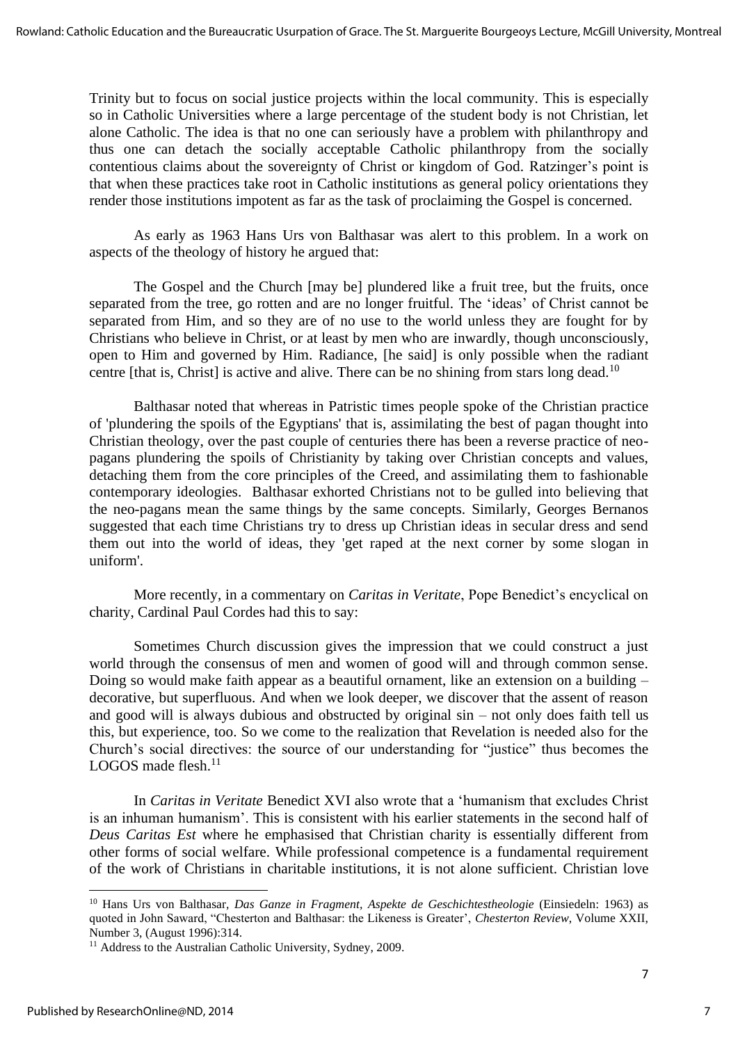Trinity but to focus on social justice projects within the local community. This is especially so in Catholic Universities where a large percentage of the student body is not Christian, let alone Catholic. The idea is that no one can seriously have a problem with philanthropy and thus one can detach the socially acceptable Catholic philanthropy from the socially contentious claims about the sovereignty of Christ or kingdom of God. Ratzinger's point is that when these practices take root in Catholic institutions as general policy orientations they render those institutions impotent as far as the task of proclaiming the Gospel is concerned.

As early as 1963 Hans Urs von Balthasar was alert to this problem. In a work on aspects of the theology of history he argued that:

> The Gospel and the Church [may be] plundered like a fruit tree, but the fruits, once separated from the tree, go rotten and are no longer fruitful. The 'ideas' of Christ cannot be separated from Him, and so they are of no use to the world unless they are fought for by Christians who believe in Christ, or at least by men who are inwardly, though unconsciously, open to Him and governed by Him. Radiance, [he said] is only possible when the radiant centre [that is, Christ] is active and alive. There can be no shining from stars long dead.[10]

Balthasar noted that whereas in Patristic times people spoke of the Christian practice of 'plundering the spoils of the Egyptians' that is, assimilating the best of pagan thought into Christian theology, over the past couple of centuries there has been a reverse practice of neo-pagans plundering the spoils of Christianity by taking over Christian concepts and values, detaching them from the core principles of the Creed, and assimilating them to fashionable contemporary ideologies. Balthasar exhorted Christians not to be gulled into believing that the neo-pagans mean the same things by the same concepts. Similarly, Georges Bernanos suggested that each time Christians try to dress up Christian ideas in secular dress and send them out into the world of ideas, they 'get raped at the next corner by some slogan in uniform'.

More recently, in a commentary on *Caritas in Veritate*, Pope Benedict's encyclical on charity, Cardinal Paul Cordes had this to say:

> Sometimes Church discussion gives the impression that we could construct a just world through the consensus of men and women of good will and through common sense. Doing so would make faith appear as a beautiful ornament, like an extension on a building – decorative, but superfluous. And when we look deeper, we discover that the assent of reason and good will is always dubious and obstructed by original sin – not only does faith tell us this, but experience, too. So we come to the realization that Revelation is needed also for the Church's social directives: the source of our understanding for "justice" thus becomes the LOGOS made flesh.[11]

In *Caritas in Veritate* Benedict XVI also wrote that a 'humanism that excludes Christ is an inhuman humanism'. This is consistent with his earlier statements in the second half of *Deus Caritas Est* where he emphasised that Christian charity is essentially different from other forms of social welfare. While professional competence is a fundamental requirement of the work of Christians in charitable institutions, it is not alone sufficient. Christian love

---

[10] Hans Urs von Balthasar, *Das Ganze in Fragment, Aspekte de Geschichtestheologie* (Einsiedeln: 1963) as quoted in John Saward, "Chesterton and Balthasar: the Likeness is Greater', *Chesterton Review*, Volume XXII, Number 3, (August 1996):314.

[11] Address to the Australian Catholic University, Sydney, 2009.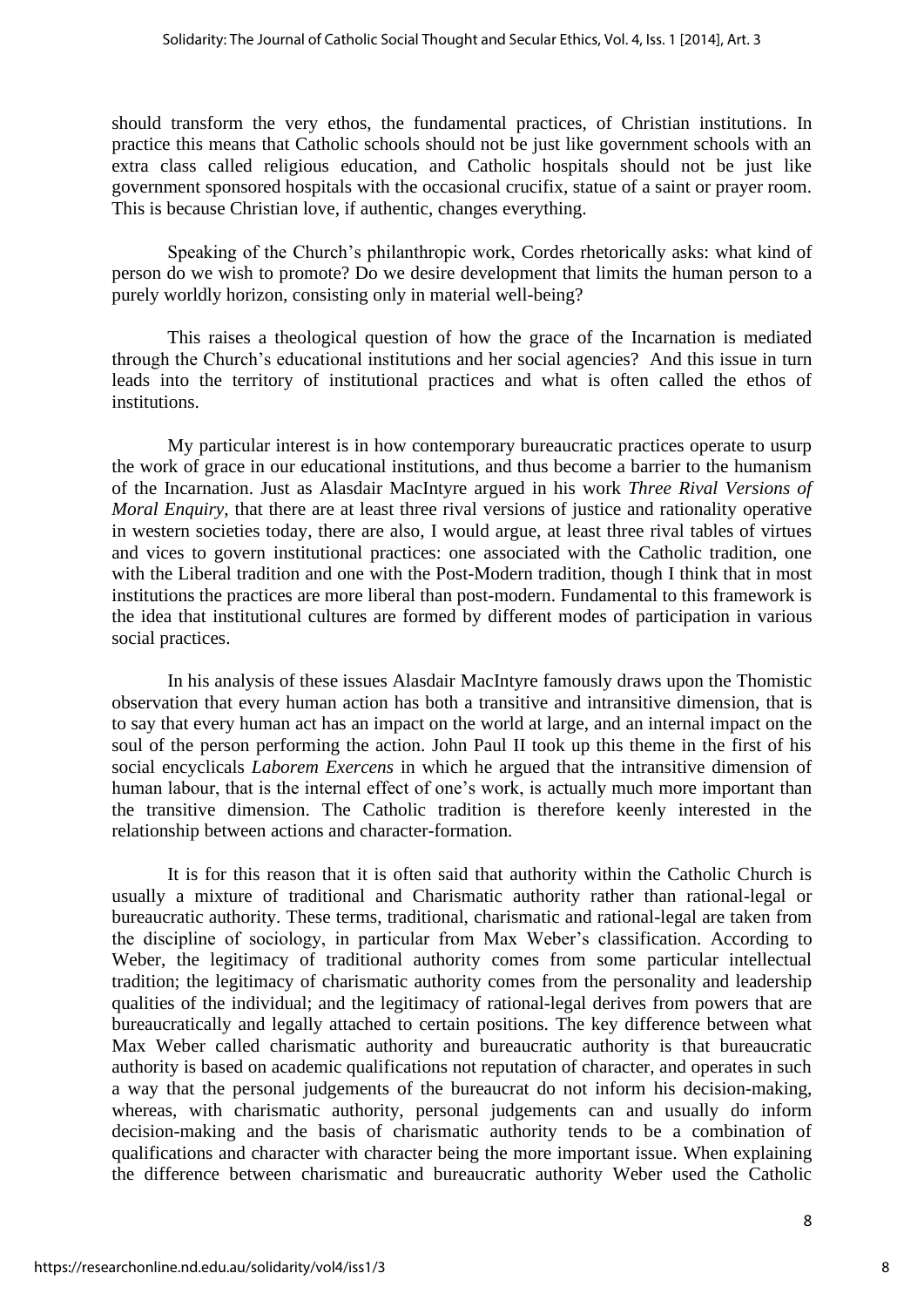should transform the very ethos, the fundamental practices, of Christian institutions. In practice this means that Catholic schools should not be just like government schools with an extra class called religious education, and Catholic hospitals should not be just like government sponsored hospitals with the occasional crucifix, statue of a saint or prayer room. This is because Christian love, if authentic, changes everything.

Speaking of the Church's philanthropic work, Cordes rhetorically asks: what kind of person do we wish to promote? Do we desire development that limits the human person to a purely worldly horizon, consisting only in material well-being?

This raises a theological question of how the grace of the Incarnation is mediated through the Church's educational institutions and her social agencies? And this issue in turn leads into the territory of institutional practices and what is often called the ethos of institutions.

My particular interest is in how contemporary bureaucratic practices operate to usurp the work of grace in our educational institutions, and thus become a barrier to the humanism of the Incarnation. Just as Alasdair MacIntyre argued in his work *Three Rival Versions of Moral Enquiry*, that there are at least three rival versions of justice and rationality operative in western societies today, there are also, I would argue, at least three rival tables of virtues and vices to govern institutional practices: one associated with the Catholic tradition, one with the Liberal tradition and one with the Post-Modern tradition, though I think that in most institutions the practices are more liberal than post-modern. Fundamental to this framework is the idea that institutional cultures are formed by different modes of participation in various social practices.

In his analysis of these issues Alasdair MacIntyre famously draws upon the Thomistic observation that every human action has both a transitive and intransitive dimension, that is to say that every human act has an impact on the world at large, and an internal impact on the soul of the person performing the action. John Paul II took up this theme in the first of his social encyclicals *Laborem Exercens* in which he argued that the intransitive dimension of human labour, that is the internal effect of one's work, is actually much more important than the transitive dimension. The Catholic tradition is therefore keenly interested in the relationship between actions and character-formation.

It is for this reason that it is often said that authority within the Catholic Church is usually a mixture of traditional and Charismatic authority rather than rational-legal or bureaucratic authority. These terms, traditional, charismatic and rational-legal are taken from the discipline of sociology, in particular from Max Weber's classification. According to Weber, the legitimacy of traditional authority comes from some particular intellectual tradition; the legitimacy of charismatic authority comes from the personality and leadership qualities of the individual; and the legitimacy of rational-legal derives from powers that are bureaucratically and legally attached to certain positions. The key difference between what Max Weber called charismatic authority and bureaucratic authority is that bureaucratic authority is based on academic qualifications not reputation of character, and operates in such a way that the personal judgements of the bureaucrat do not inform his decision-making, whereas, with charismatic authority, personal judgements can and usually do inform decision-making and the basis of charismatic authority tends to be a combination of qualifications and character with character being the more important issue. When explaining the difference between charismatic and bureaucratic authority Weber used the Catholic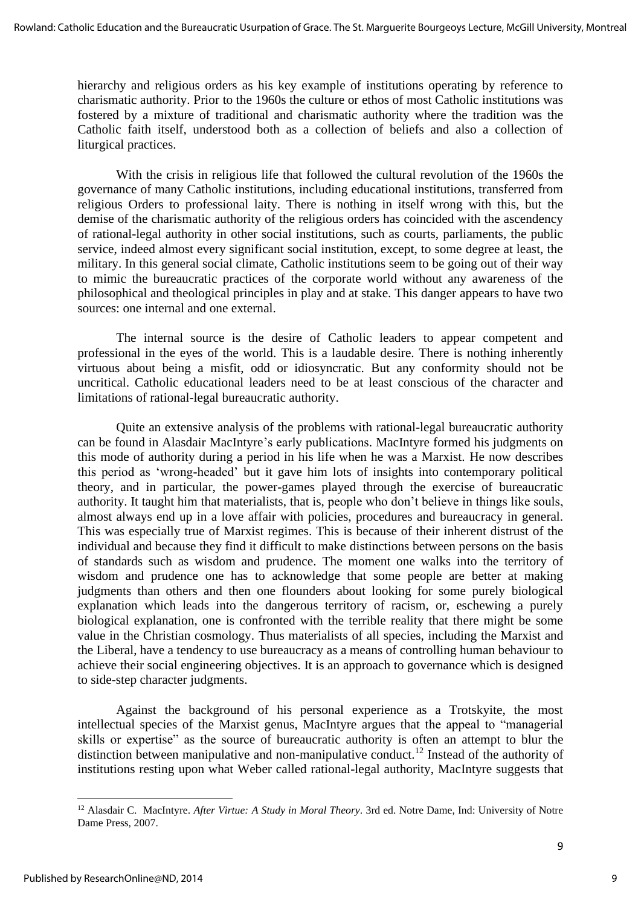hierarchy and religious orders as his key example of institutions operating by reference to charismatic authority. Prior to the 1960s the culture or ethos of most Catholic institutions was fostered by a mixture of traditional and charismatic authority where the tradition was the Catholic faith itself, understood both as a collection of beliefs and also a collection of liturgical practices.

With the crisis in religious life that followed the cultural revolution of the 1960s the governance of many Catholic institutions, including educational institutions, transferred from religious Orders to professional laity. There is nothing in itself wrong with this, but the demise of the charismatic authority of the religious orders has coincided with the ascendency of rational-legal authority in other social institutions, such as courts, parliaments, the public service, indeed almost every significant social institution, except, to some degree at least, the military. In this general social climate, Catholic institutions seem to be going out of their way to mimic the bureaucratic practices of the corporate world without any awareness of the philosophical and theological principles in play and at stake. This danger appears to have two sources: one internal and one external.

The internal source is the desire of Catholic leaders to appear competent and professional in the eyes of the world. This is a laudable desire. There is nothing inherently virtuous about being a misfit, odd or idiosyncratic. But any conformity should not be uncritical. Catholic educational leaders need to be at least conscious of the character and limitations of rational-legal bureaucratic authority.

Quite an extensive analysis of the problems with rational-legal bureaucratic authority can be found in Alasdair MacIntyre's early publications. MacIntyre formed his judgments on this mode of authority during a period in his life when he was a Marxist. He now describes this period as 'wrong-headed' but it gave him lots of insights into contemporary political theory, and in particular, the power-games played through the exercise of bureaucratic authority. It taught him that materialists, that is, people who don't believe in things like souls, almost always end up in a love affair with policies, procedures and bureaucracy in general. This was especially true of Marxist regimes. This is because of their inherent distrust of the individual and because they find it difficult to make distinctions between persons on the basis of standards such as wisdom and prudence. The moment one walks into the territory of wisdom and prudence one has to acknowledge that some people are better at making judgments than others and then one flounders about looking for some purely biological explanation which leads into the dangerous territory of racism, or, eschewing a purely biological explanation, one is confronted with the terrible reality that there might be some value in the Christian cosmology. Thus materialists of all species, including the Marxist and the Liberal, have a tendency to use bureaucracy as a means of controlling human behaviour to achieve their social engineering objectives. It is an approach to governance which is designed to side-step character judgments.

Against the background of his personal experience as a Trotskyite, the most intellectual species of the Marxist genus, MacIntyre argues that the appeal to "managerial skills or expertise" as the source of bureaucratic authority is often an attempt to blur the distinction between manipulative and non-manipulative conduct.[12] Instead of the authority of institutions resting upon what Weber called rational-legal authority, MacIntyre suggests that

---

[12] Alasdair C. MacIntyre. *After Virtue: A Study in Moral Theory*. 3rd ed. Notre Dame, Ind: University of Notre Dame Press, 2007.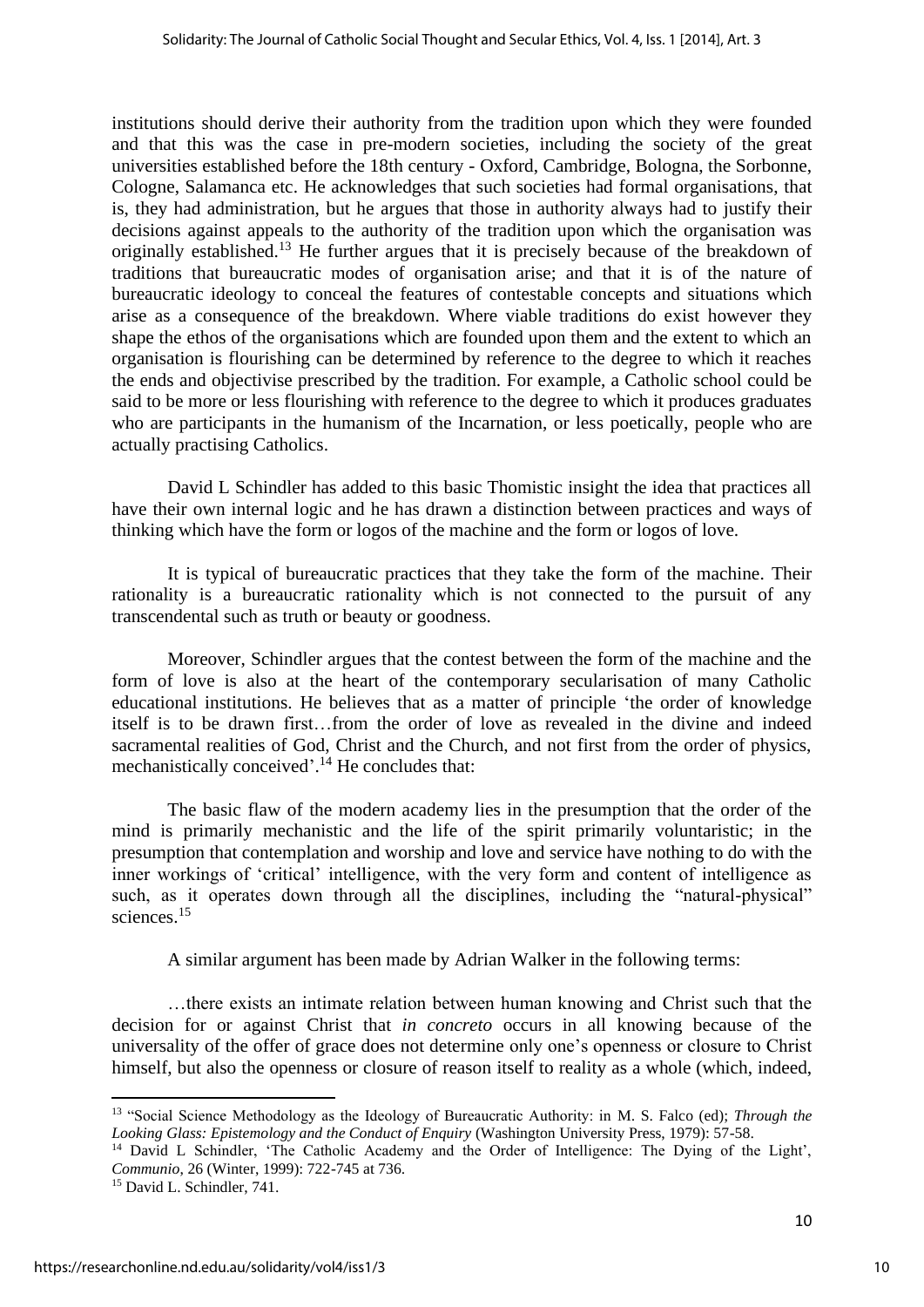institutions should derive their authority from the tradition upon which they were founded and that this was the case in pre-modern societies, including the society of the great universities established before the 18th century - Oxford, Cambridge, Bologna, the Sorbonne, Cologne, Salamanca etc. He acknowledges that such societies had formal organisations, that is, they had administration, but he argues that those in authority always had to justify their decisions against appeals to the authority of the tradition upon which the organisation was originally established.[13] He further argues that it is precisely because of the breakdown of traditions that bureaucratic modes of organisation arise; and that it is of the nature of bureaucratic ideology to conceal the features of contestable concepts and situations which arise as a consequence of the breakdown. Where viable traditions do exist however they shape the ethos of the organisations which are founded upon them and the extent to which an organisation is flourishing can be determined by reference to the degree to which it reaches the ends and objectivise prescribed by the tradition. For example, a Catholic school could be said to be more or less flourishing with reference to the degree to which it produces graduates who are participants in the humanism of the Incarnation, or less poetically, people who are actually practising Catholics.

David L Schindler has added to this basic Thomistic insight the idea that practices all have their own internal logic and he has drawn a distinction between practices and ways of thinking which have the form or logos of the machine and the form or logos of love.

It is typical of bureaucratic practices that they take the form of the machine. Their rationality is a bureaucratic rationality which is not connected to the pursuit of any transcendental such as truth or beauty or goodness.

Moreover, Schindler argues that the contest between the form of the machine and the form of love is also at the heart of the contemporary secularisation of many Catholic educational institutions. He believes that as a matter of principle 'the order of knowledge itself is to be drawn first…from the order of love as revealed in the divine and indeed sacramental realities of God, Christ and the Church, and not first from the order of physics, mechanistically conceived'.[14] He concludes that:

The basic flaw of the modern academy lies in the presumption that the order of the mind is primarily mechanistic and the life of the spirit primarily voluntaristic; in the presumption that contemplation and worship and love and service have nothing to do with the inner workings of 'critical' intelligence, with the very form and content of intelligence as such, as it operates down through all the disciplines, including the "natural-physical" sciences.[15]

A similar argument has been made by Adrian Walker in the following terms:

…there exists an intimate relation between human knowing and Christ such that the decision for or against Christ that *in concreto* occurs in all knowing because of the universality of the offer of grace does not determine only one's openness or closure to Christ himself, but also the openness or closure of reason itself to reality as a whole (which, indeed,

---

[13] "Social Science Methodology as the Ideology of Bureaucratic Authority: in M. S. Falco (ed); *Through the Looking Glass: Epistemology and the Conduct of Enquiry* (Washington University Press, 1979): 57-58.

[14] David L Schindler, 'The Catholic Academy and the Order of Intelligence: The Dying of the Light', *Communio*, 26 (Winter, 1999): 722-745 at 736.

[15] David L. Schindler, 741.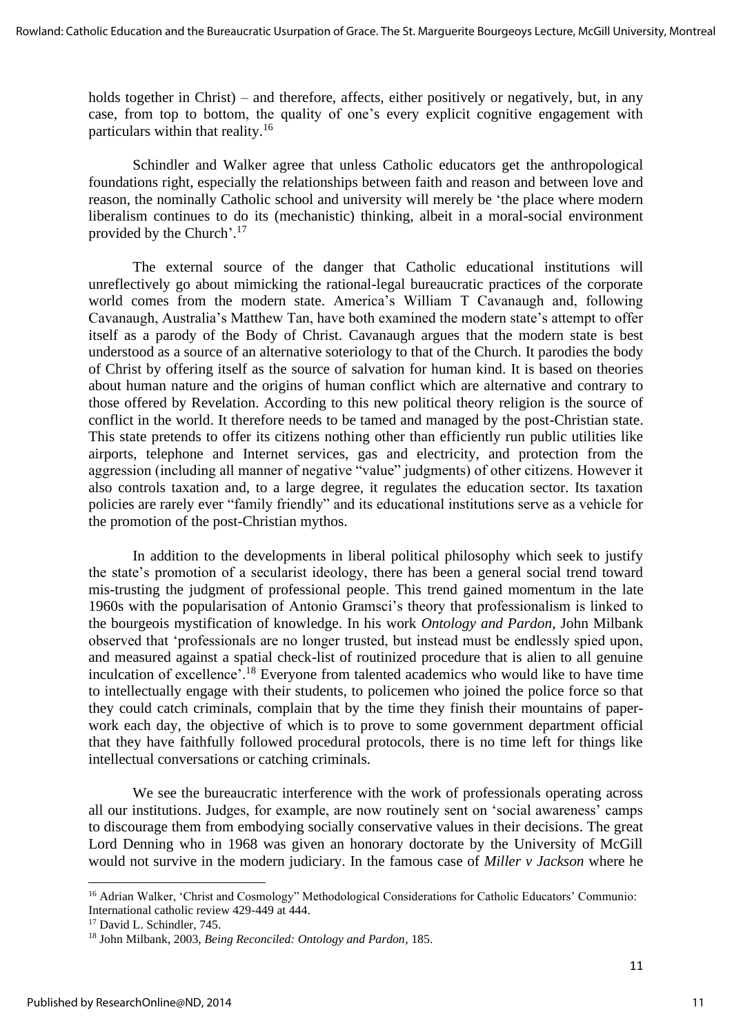holds together in Christ) – and therefore, affects, either positively or negatively, but, in any case, from top to bottom, the quality of one's every explicit cognitive engagement with particulars within that reality.[16]

Schindler and Walker agree that unless Catholic educators get the anthropological foundations right, especially the relationships between faith and reason and between love and reason, the nominally Catholic school and university will merely be 'the place where modern liberalism continues to do its (mechanistic) thinking, albeit in a moral-social environment provided by the Church'.[17]

The external source of the danger that Catholic educational institutions will unreflectively go about mimicking the rational-legal bureaucratic practices of the corporate world comes from the modern state. America's William T Cavanaugh and, following Cavanaugh, Australia's Matthew Tan, have both examined the modern state's attempt to offer itself as a parody of the Body of Christ. Cavanaugh argues that the modern state is best understood as a source of an alternative soteriology to that of the Church. It parodies the body of Christ by offering itself as the source of salvation for human kind. It is based on theories about human nature and the origins of human conflict which are alternative and contrary to those offered by Revelation. According to this new political theory religion is the source of conflict in the world. It therefore needs to be tamed and managed by the post-Christian state. This state pretends to offer its citizens nothing other than efficiently run public utilities like airports, telephone and Internet services, gas and electricity, and protection from the aggression (including all manner of negative "value" judgments) of other citizens. However it also controls taxation and, to a large degree, it regulates the education sector. Its taxation policies are rarely ever "family friendly" and its educational institutions serve as a vehicle for the promotion of the post-Christian mythos.

In addition to the developments in liberal political philosophy which seek to justify the state's promotion of a secularist ideology, there has been a general social trend toward mis-trusting the judgment of professional people. This trend gained momentum in the late 1960s with the popularisation of Antonio Gramsci's theory that professionalism is linked to the bourgeois mystification of knowledge. In his work *Ontology and Pardon*, John Milbank observed that 'professionals are no longer trusted, but instead must be endlessly spied upon, and measured against a spatial check-list of routinized procedure that is alien to all genuine inculcation of excellence'.[18] Everyone from talented academics who would like to have time to intellectually engage with their students, to policemen who joined the police force so that they could catch criminals, complain that by the time they finish their mountains of paper-work each day, the objective of which is to prove to some government department official that they have faithfully followed procedural protocols, there is no time left for things like intellectual conversations or catching criminals.

We see the bureaucratic interference with the work of professionals operating across all our institutions. Judges, for example, are now routinely sent on 'social awareness' camps to discourage them from embodying socially conservative values in their decisions. The great Lord Denning who in 1968 was given an honorary doctorate by the University of McGill would not survive in the modern judiciary. In the famous case of *Miller v Jackson* where he

---

[16] Adrian Walker, 'Christ and Cosmology" Methodological Considerations for Catholic Educators' Communio: International catholic review 429-449 at 444.

[17] David L. Schindler, 745.

[18] John Milbank, 2003, *Being Reconciled: Ontology and Pardon*, 185.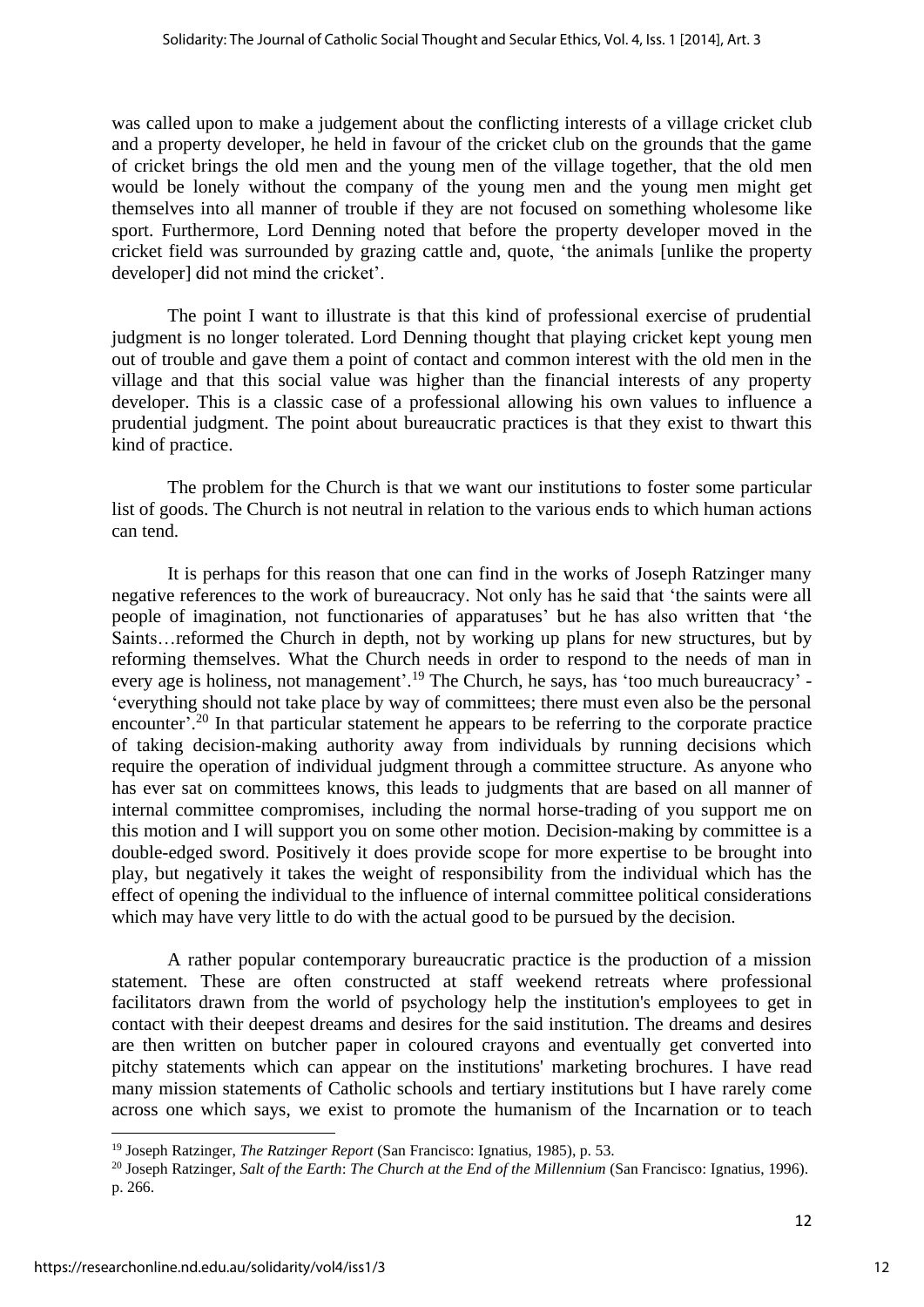was called upon to make a judgement about the conflicting interests of a village cricket club and a property developer, he held in favour of the cricket club on the grounds that the game of cricket brings the old men and the young men of the village together, that the old men would be lonely without the company of the young men and the young men might get themselves into all manner of trouble if they are not focused on something wholesome like sport. Furthermore, Lord Denning noted that before the property developer moved in the cricket field was surrounded by grazing cattle and, quote, 'the animals [unlike the property developer] did not mind the cricket'.

The point I want to illustrate is that this kind of professional exercise of prudential judgment is no longer tolerated. Lord Denning thought that playing cricket kept young men out of trouble and gave them a point of contact and common interest with the old men in the village and that this social value was higher than the financial interests of any property developer. This is a classic case of a professional allowing his own values to influence a prudential judgment. The point about bureaucratic practices is that they exist to thwart this kind of practice.

The problem for the Church is that we want our institutions to foster some particular list of goods. The Church is not neutral in relation to the various ends to which human actions can tend.

It is perhaps for this reason that one can find in the works of Joseph Ratzinger many negative references to the work of bureaucracy. Not only has he said that 'the saints were all people of imagination, not functionaries of apparatuses' but he has also written that 'the Saints…reformed the Church in depth, not by working up plans for new structures, but by reforming themselves. What the Church needs in order to respond to the needs of man in every age is holiness, not management'.[19] The Church, he says, has 'too much bureaucracy' - 'everything should not take place by way of committees; there must even also be the personal encounter'.[20] In that particular statement he appears to be referring to the corporate practice of taking decision-making authority away from individuals by running decisions which require the operation of individual judgment through a committee structure. As anyone who has ever sat on committees knows, this leads to judgments that are based on all manner of internal committee compromises, including the normal horse-trading of you support me on this motion and I will support you on some other motion. Decision-making by committee is a double-edged sword. Positively it does provide scope for more expertise to be brought into play, but negatively it takes the weight of responsibility from the individual which has the effect of opening the individual to the influence of internal committee political considerations which may have very little to do with the actual good to be pursued by the decision.

A rather popular contemporary bureaucratic practice is the production of a mission statement. These are often constructed at staff weekend retreats where professional facilitators drawn from the world of psychology help the institution's employees to get in contact with their deepest dreams and desires for the said institution. The dreams and desires are then written on butcher paper in coloured crayons and eventually get converted into pitchy statements which can appear on the institutions' marketing brochures. I have read many mission statements of Catholic schools and tertiary institutions but I have rarely come across one which says, we exist to promote the humanism of the Incarnation or to teach

---

[19] Joseph Ratzinger, *The Ratzinger Report* (San Francisco: Ignatius, 1985), p. 53.

[20] Joseph Ratzinger, *Salt of the Earth*: *The Church at the End of the Millennium* (San Francisco: Ignatius, 1996). p. 266.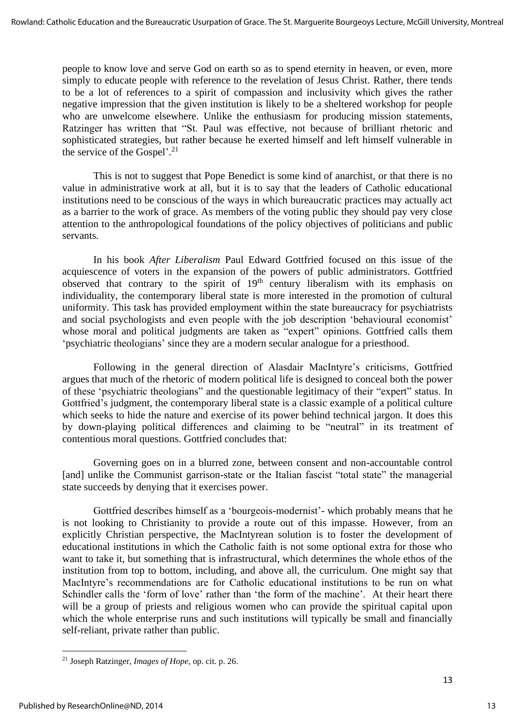people to know love and serve God on earth so as to spend eternity in heaven, or even, more simply to educate people with reference to the revelation of Jesus Christ. Rather, there tends to be a lot of references to a spirit of compassion and inclusivity which gives the rather negative impression that the given institution is likely to be a sheltered workshop for people who are unwelcome elsewhere. Unlike the enthusiasm for producing mission statements, Ratzinger has written that "St. Paul was effective, not because of brilliant rhetoric and sophisticated strategies, but rather because he exerted himself and left himself vulnerable in the service of the Gospel'.[21]

This is not to suggest that Pope Benedict is some kind of anarchist, or that there is no value in administrative work at all, but it is to say that the leaders of Catholic educational institutions need to be conscious of the ways in which bureaucratic practices may actually act as a barrier to the work of grace. As members of the voting public they should pay very close attention to the anthropological foundations of the policy objectives of politicians and public servants.

In his book *After Liberalism* Paul Edward Gottfried focused on this issue of the acquiescence of voters in the expansion of the powers of public administrators. Gottfried observed that contrary to the spirit of 19th century liberalism with its emphasis on individuality, the contemporary liberal state is more interested in the promotion of cultural uniformity. This task has provided employment within the state bureaucracy for psychiatrists and social psychologists and even people with the job description 'behavioural economist' whose moral and political judgments are taken as "expert" opinions. Gottfried calls them 'psychiatric theologians' since they are a modern secular analogue for a priesthood.

Following in the general direction of Alasdair MacIntyre's criticisms, Gottfried argues that much of the rhetoric of modern political life is designed to conceal both the power of these 'psychiatric theologians" and the questionable legitimacy of their "expert" status. In Gottfried's judgment, the contemporary liberal state is a classic example of a political culture which seeks to hide the nature and exercise of its power behind technical jargon. It does this by down-playing political differences and claiming to be "neutral" in its treatment of contentious moral questions. Gottfried concludes that:

> Governing goes on in a blurred zone, between consent and non-accountable control [and] unlike the Communist garrison-state or the Italian fascist "total state" the managerial state succeeds by denying that it exercises power.

Gottfried describes himself as a 'bourgeois-modernist'- which probably means that he is not looking to Christianity to provide a route out of this impasse. However, from an explicitly Christian perspective, the MacIntyrean solution is to foster the development of educational institutions in which the Catholic faith is not some optional extra for those who want to take it, but something that is infrastructural, which determines the whole ethos of the institution from top to bottom, including, and above all, the curriculum. One might say that MacIntyre's recommendations are for Catholic educational institutions to be run on what Schindler calls the 'form of love' rather than 'the form of the machine'. At their heart there will be a group of priests and religious women who can provide the spiritual capital upon which the whole enterprise runs and such institutions will typically be small and financially self-reliant, private rather than public.

---

[21] Joseph Ratzinger, *Images of Hope*, op. cit. p. 26.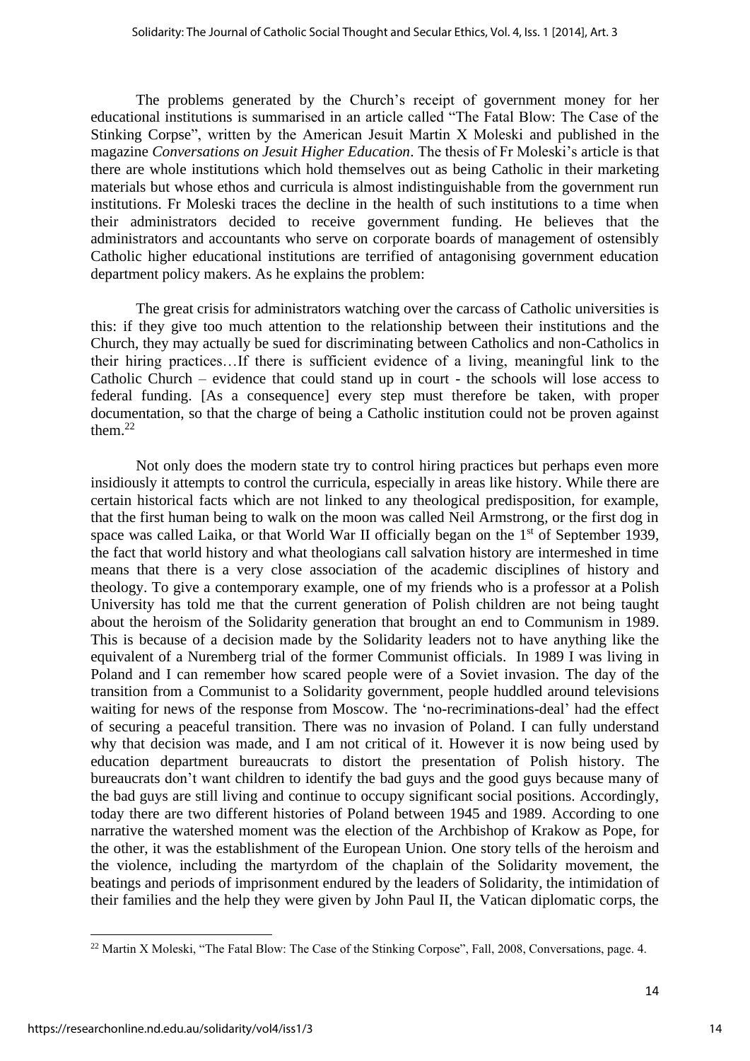The problems generated by the Church's receipt of government money for her educational institutions is summarised in an article called "The Fatal Blow: The Case of the Stinking Corpse", written by the American Jesuit Martin X Moleski and published in the magazine *Conversations on Jesuit Higher Education*. The thesis of Fr Moleski's article is that there are whole institutions which hold themselves out as being Catholic in their marketing materials but whose ethos and curricula is almost indistinguishable from the government run institutions. Fr Moleski traces the decline in the health of such institutions to a time when their administrators decided to receive government funding. He believes that the administrators and accountants who serve on corporate boards of management of ostensibly Catholic higher educational institutions are terrified of antagonising government education department policy makers. As he explains the problem:

> The great crisis for administrators watching over the carcass of Catholic universities is this: if they give too much attention to the relationship between their institutions and the Church, they may actually be sued for discriminating between Catholics and non-Catholics in their hiring practices…If there is sufficient evidence of a living, meaningful link to the Catholic Church – evidence that could stand up in court - the schools will lose access to federal funding. [As a consequence] every step must therefore be taken, with proper documentation, so that the charge of being a Catholic institution could not be proven against them.[22]

Not only does the modern state try to control hiring practices but perhaps even more insidiously it attempts to control the curricula, especially in areas like history. While there are certain historical facts which are not linked to any theological predisposition, for example, that the first human being to walk on the moon was called Neil Armstrong, or the first dog in space was called Laika, or that World War II officially began on the 1st of September 1939, the fact that world history and what theologians call salvation history are intermeshed in time means that there is a very close association of the academic disciplines of history and theology. To give a contemporary example, one of my friends who is a professor at a Polish University has told me that the current generation of Polish children are not being taught about the heroism of the Solidarity generation that brought an end to Communism in 1989. This is because of a decision made by the Solidarity leaders not to have anything like the equivalent of a Nuremberg trial of the former Communist officials. In 1989 I was living in Poland and I can remember how scared people were of a Soviet invasion. The day of the transition from a Communist to a Solidarity government, people huddled around televisions waiting for news of the response from Moscow. The 'no-recriminations-deal' had the effect of securing a peaceful transition. There was no invasion of Poland. I can fully understand why that decision was made, and I am not critical of it. However it is now being used by education department bureaucrats to distort the presentation of Polish history. The bureaucrats don't want children to identify the bad guys and the good guys because many of the bad guys are still living and continue to occupy significant social positions. Accordingly, today there are two different histories of Poland between 1945 and 1989. According to one narrative the watershed moment was the election of the Archbishop of Krakow as Pope, for the other, it was the establishment of the European Union. One story tells of the heroism and the violence, including the martyrdom of the chaplain of the Solidarity movement, the beatings and periods of imprisonment endured by the leaders of Solidarity, the intimidation of their families and the help they were given by John Paul II, the Vatican diplomatic corps, the

---

[22] Martin X Moleski, "The Fatal Blow: The Case of the Stinking Corpse", Fall, 2008, Conversations, page. 4.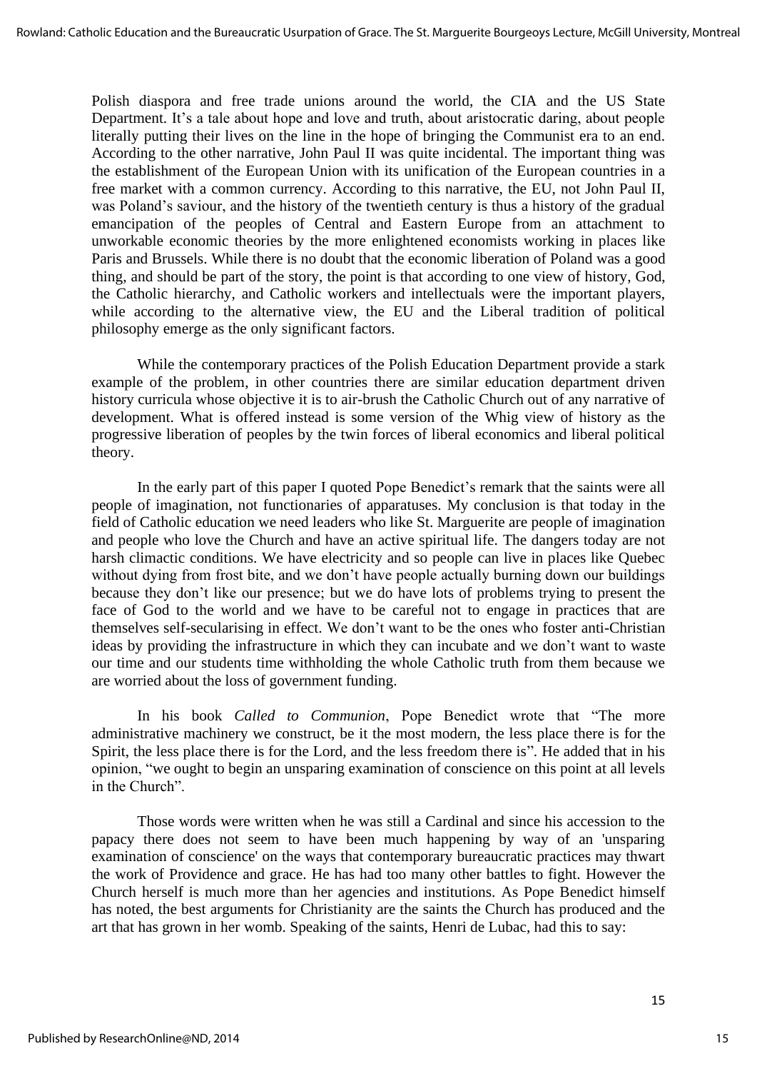Polish diaspora and free trade unions around the world, the CIA and the US State Department. It's a tale about hope and love and truth, about aristocratic daring, about people literally putting their lives on the line in the hope of bringing the Communist era to an end. According to the other narrative, John Paul II was quite incidental. The important thing was the establishment of the European Union with its unification of the European countries in a free market with a common currency. According to this narrative, the EU, not John Paul II, was Poland's saviour, and the history of the twentieth century is thus a history of the gradual emancipation of the peoples of Central and Eastern Europe from an attachment to unworkable economic theories by the more enlightened economists working in places like Paris and Brussels. While there is no doubt that the economic liberation of Poland was a good thing, and should be part of the story, the point is that according to one view of history, God, the Catholic hierarchy, and Catholic workers and intellectuals were the important players, while according to the alternative view, the EU and the Liberal tradition of political philosophy emerge as the only significant factors.

While the contemporary practices of the Polish Education Department provide a stark example of the problem, in other countries there are similar education department driven history curricula whose objective it is to air-brush the Catholic Church out of any narrative of development. What is offered instead is some version of the Whig view of history as the progressive liberation of peoples by the twin forces of liberal economics and liberal political theory.

In the early part of this paper I quoted Pope Benedict's remark that the saints were all people of imagination, not functionaries of apparatuses. My conclusion is that today in the field of Catholic education we need leaders who like St. Marguerite are people of imagination and people who love the Church and have an active spiritual life. The dangers today are not harsh climactic conditions. We have electricity and so people can live in places like Quebec without dying from frost bite, and we don't have people actually burning down our buildings because they don't like our presence; but we do have lots of problems trying to present the face of God to the world and we have to be careful not to engage in practices that are themselves self-secularising in effect. We don't want to be the ones who foster anti-Christian ideas by providing the infrastructure in which they can incubate and we don't want to waste our time and our students time withholding the whole Catholic truth from them because we are worried about the loss of government funding.

In his book *Called to Communion*, Pope Benedict wrote that "The more administrative machinery we construct, be it the most modern, the less place there is for the Spirit, the less place there is for the Lord, and the less freedom there is". He added that in his opinion, "we ought to begin an unsparing examination of conscience on this point at all levels in the Church".

Those words were written when he was still a Cardinal and since his accession to the papacy there does not seem to have been much happening by way of an 'unsparing examination of conscience' on the ways that contemporary bureaucratic practices may thwart the work of Providence and grace. He has had too many other battles to fight. However the Church herself is much more than her agencies and institutions. As Pope Benedict himself has noted, the best arguments for Christianity are the saints the Church has produced and the art that has grown in her womb. Speaking of the saints, Henri de Lubac, had this to say: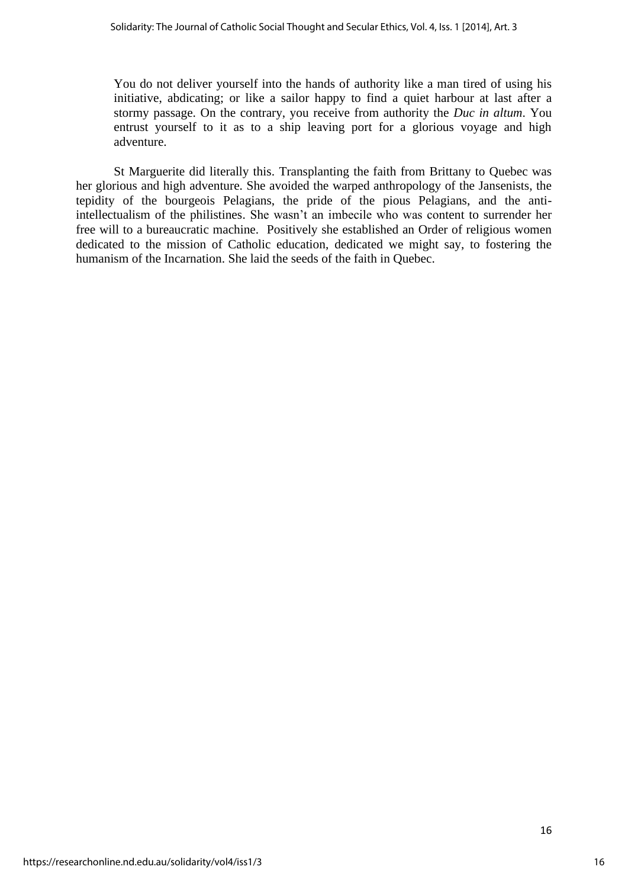> You do not deliver yourself into the hands of authority like a man tired of using his initiative, abdicating; or like a sailor happy to find a quiet harbour at last after a stormy passage. On the contrary, you receive from authority the *Duc in altum*. You entrust yourself to it as to a ship leaving port for a glorious voyage and high adventure.

St Marguerite did literally this. Transplanting the faith from Brittany to Quebec was her glorious and high adventure. She avoided the warped anthropology of the Jansenists, the tepidity of the bourgeois Pelagians, the pride of the pious Pelagians, and the anti-intellectualism of the philistines. She wasn't an imbecile who was content to surrender her free will to a bureaucratic machine. Positively she established an Order of religious women dedicated to the mission of Catholic education, dedicated we might say, to fostering the humanism of the Incarnation. She laid the seeds of the faith in Quebec.